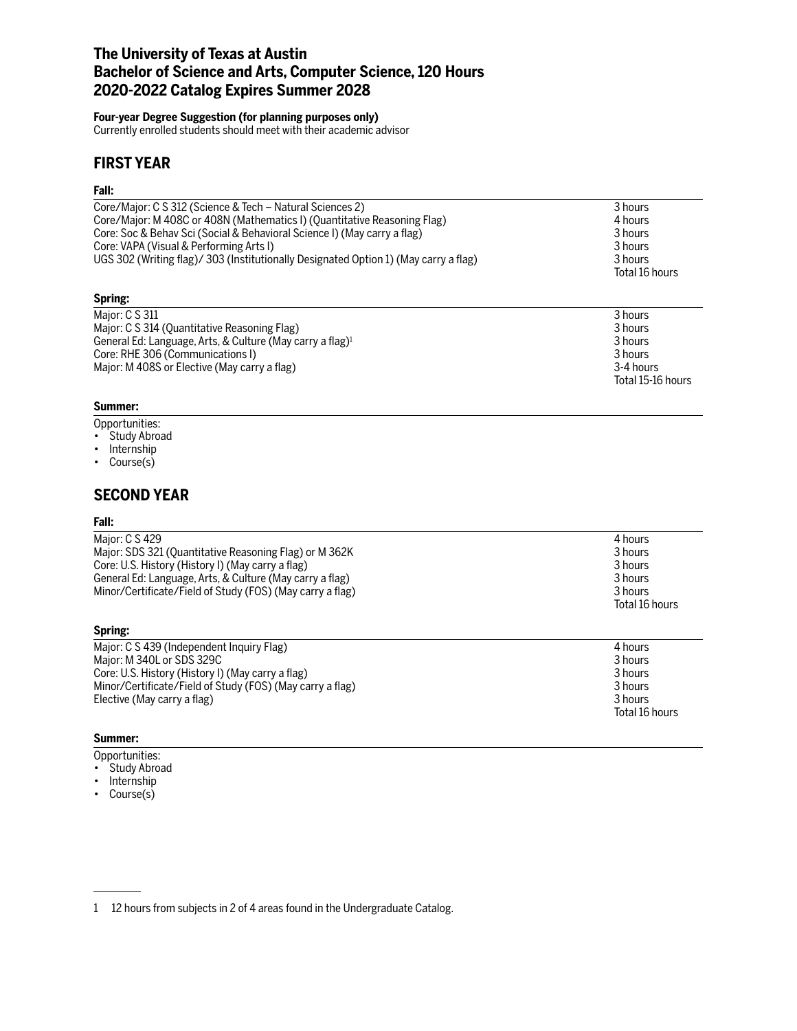# The University of Texas at Austin
# Bachelor of Science and Arts, Computer Science, 120 Hours
# 2020-2022 Catalog Expires Summer 2028

**Four-year Degree Suggestion (for planning purposes only)**
Currently enrolled students should meet with their academic advisor

## FIRST YEAR

### Fall:

| Course | Hours |
|---|---|
| Core/Major: C S 312 (Science & Tech – Natural Sciences 2) | 3 hours |
| Core/Major: M 408C or 408N (Mathematics I) (Quantitative Reasoning Flag) | 4 hours |
| Core: Soc & Behav Sci (Social & Behavioral Science I) (May carry a flag) | 3 hours |
| Core: VAPA (Visual & Performing Arts I) | 3 hours |
| UGS 302 (Writing flag)/ 303 (Institutionally Designated Option 1) (May carry a flag) | 3 hours |
| | Total 16 hours |

### Spring:

| Course | Hours |
|---|---|
| Major: C S 311 | 3 hours |
| Major: C S 314 (Quantitative Reasoning Flag) | 3 hours |
| General Ed: Language, Arts, & Culture (May carry a flag)[1] | 3 hours |
| Core: RHE 306 (Communications I) | 3 hours |
| Major: M 408S or Elective (May carry a flag) | 3-4 hours |
| | Total 15-16 hours |

### Summer:

Opportunities:
- Study Abroad
- Internship
- Course(s)

## SECOND YEAR

### Fall:

| Course | Hours |
|---|---|
| Major: C S 429 | 4 hours |
| Major: SDS 321 (Quantitative Reasoning Flag) or M 362K | 3 hours |
| Core: U.S. History (History I) (May carry a flag) | 3 hours |
| General Ed: Language, Arts, & Culture (May carry a flag) | 3 hours |
| Minor/Certificate/Field of Study (FOS) (May carry a flag) | 3 hours |
| | Total 16 hours |

### Spring:

| Course | Hours |
|---|---|
| Major: C S 439 (Independent Inquiry Flag) | 4 hours |
| Major: M 340L or SDS 329C | 3 hours |
| Core: U.S. History (History I) (May carry a flag) | 3 hours |
| Minor/Certificate/Field of Study (FOS) (May carry a flag) | 3 hours |
| Elective (May carry a flag) | 3 hours |
| | Total 16 hours |

### Summer:

Opportunities:
- Study Abroad
- Internship
- Course(s)

---

1 12 hours from subjects in 2 of 4 areas found in the Undergraduate Catalog.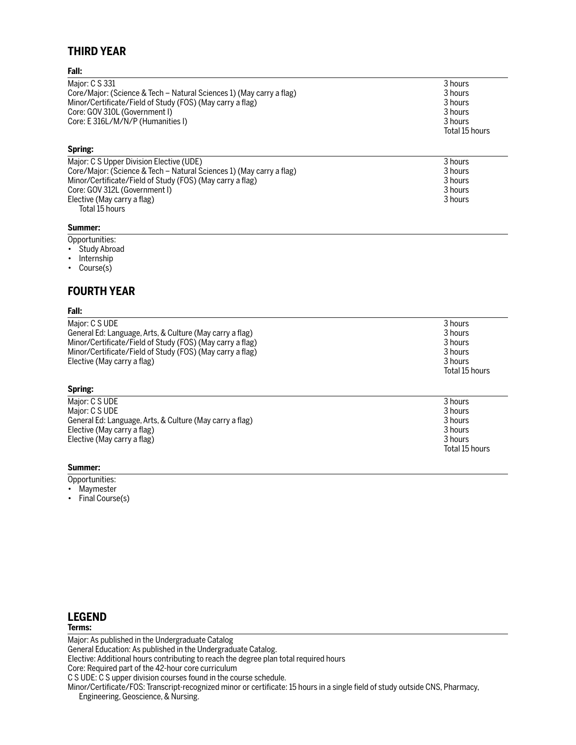## THIRD YEAR

**Fall:**

| | |
|---|---|
| Major: C S 331 | 3 hours |
| Core/Major: (Science & Tech – Natural Sciences 1) (May carry a flag) | 3 hours |
| Minor/Certificate/Field of Study (FOS) (May carry a flag) | 3 hours |
| Core: GOV 310L (Government I) | 3 hours |
| Core: E 316L/M/N/P (Humanities I) | 3 hours |
| | Total 15 hours |

**Spring:**

| | |
|---|---|
| Major: C S Upper Division Elective (UDE) | 3 hours |
| Core/Major: (Science & Tech – Natural Sciences 1) (May carry a flag) | 3 hours |
| Minor/Certificate/Field of Study (FOS) (May carry a flag) | 3 hours |
| Core: GOV 312L (Government I) | 3 hours |
| Elective (May carry a flag) | 3 hours |
| Total 15 hours | |

**Summer:**

Opportunities:
- Study Abroad
- Internship
- Course(s)

## FOURTH YEAR

**Fall:**

| | |
|---|---|
| Major: C S UDE | 3 hours |
| General Ed: Language, Arts, & Culture (May carry a flag) | 3 hours |
| Minor/Certificate/Field of Study (FOS) (May carry a flag) | 3 hours |
| Minor/Certificate/Field of Study (FOS) (May carry a flag) | 3 hours |
| Elective (May carry a flag) | 3 hours |
| | Total 15 hours |

**Spring:**

| | |
|---|---|
| Major: C S UDE | 3 hours |
| Major: C S UDE | 3 hours |
| General Ed: Language, Arts, & Culture (May carry a flag) | 3 hours |
| Elective (May carry a flag) | 3 hours |
| Elective (May carry a flag) | 3 hours |
| | Total 15 hours |

**Summer:**

Opportunities:
- Maymester
- Final Course(s)

## LEGEND

**Terms:**

Major: As published in the Undergraduate Catalog
General Education: As published in the Undergraduate Catalog.
Elective: Additional hours contributing to reach the degree plan total required hours
Core: Required part of the 42-hour core curriculum
C S UDE: C S upper division courses found in the course schedule.
Minor/Certificate/FOS: Transcript-recognized minor or certificate: 15 hours in a single field of study outside CNS, Pharmacy, Engineering, Geoscience, & Nursing.